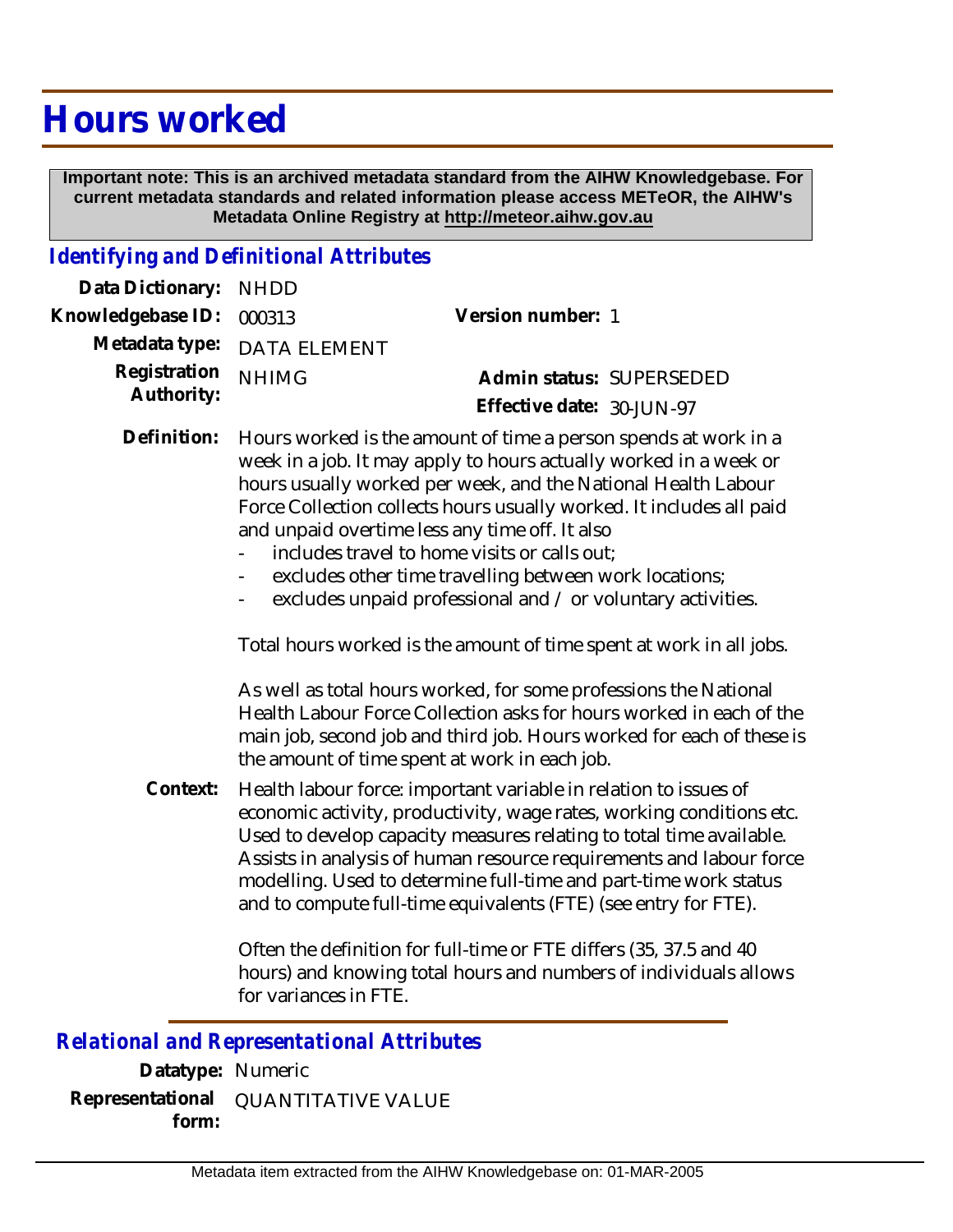# Hours worked

**Important note: This is an archived metadata standard from the AIHW Knowledgebase. For current metadata standards and related information please access METeOR, the AIHW's Metadata Online Registry at http://meteor.aihw.gov.au**

## *Identifying and Definitional Attributes*

**Data Dictionary:** NHDD

**Knowledgebase ID:** 000313

**Version number:** 1

**Metadata type:** DATA ELEMENT

**Registration Authority:** NHIMG

**Admin status:** SUPERSEDED

**Effective date:** 30-JUN-97

**Definition:** Hours worked is the amount of time a person spends at work in a week in a job. It may apply to hours actually worked in a week or hours usually worked per week, and the National Health Labour Force Collection collects hours usually worked. It includes all paid and unpaid overtime less any time off. It also

- includes travel to home visits or calls out;
- excludes other time travelling between work locations;
- excludes unpaid professional and / or voluntary activities.

Total hours worked is the amount of time spent at work in all jobs.

As well as total hours worked, for some professions the National Health Labour Force Collection asks for hours worked in each of the main job, second job and third job. Hours worked for each of these is the amount of time spent at work in each job.

**Context:** Health labour force: important variable in relation to issues of economic activity, productivity, wage rates, working conditions etc. Used to develop capacity measures relating to total time available. Assists in analysis of human resource requirements and labour force modelling. Used to determine full-time and part-time work status and to compute full-time equivalents (FTE) (see entry for FTE).

Often the definition for full-time or FTE differs (35, 37.5 and 40 hours) and knowing total hours and numbers of individuals allows for variances in FTE.

## *Relational and Representational Attributes*

**Datatype:** Numeric

**Representational form:** QUANTITATIVE VALUE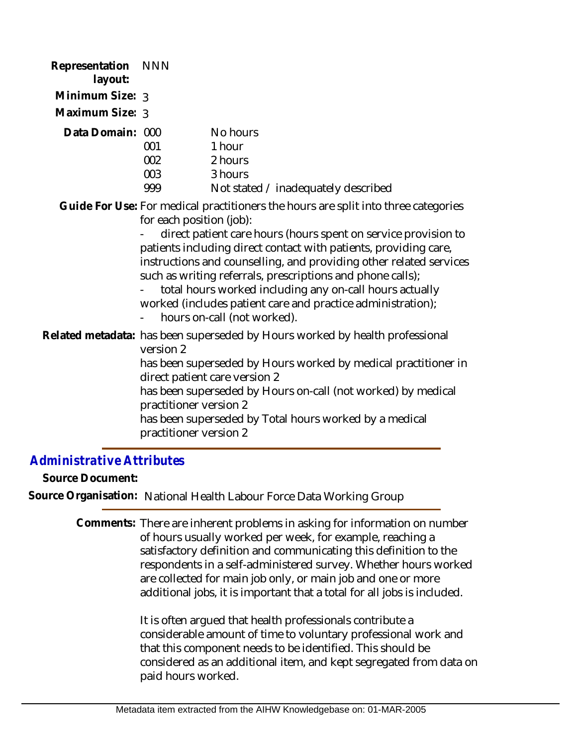**Representation layout:** NNN

**Minimum Size:** 3

**Maximum Size:** 3

**Data Domain:**

| Code | Description |
|---|---|
| 000 | No hours |
| 001 | 1 hour |
| 002 | 2 hours |
| 003 | 3 hours |
| 999 | Not stated / inadequately described |

**Guide For Use:** For medical practitioners the hours are split into three categories for each position (job):

- direct patient care hours (hours spent on service provision to patients including direct contact with patients, providing care, instructions and counselling, and providing other related services such as writing referrals, prescriptions and phone calls);
- total hours worked including any on-call hours actually worked (includes patient care and practice administration);
- hours on-call (not worked).

**Related metadata:** has been superseded by Hours worked by health professional version 2
has been superseded by Hours worked by medical practitioner in direct patient care version 2
has been superseded by Hours on-call (not worked) by medical practitioner version 2
has been superseded by Total hours worked by a medical practitioner version 2

## Administrative Attributes

**Source Document:**

**Source Organisation:** National Health Labour Force Data Working Group

**Comments:** There are inherent problems in asking for information on number of hours usually worked per week, for example, reaching a satisfactory definition and communicating this definition to the respondents in a self-administered survey. Whether hours worked are collected for main job only, or main job and one or more additional jobs, it is important that a total for all jobs is included.

It is often argued that health professionals contribute a considerable amount of time to voluntary professional work and that this component needs to be identified. This should be considered as an additional item, and kept segregated from data on paid hours worked.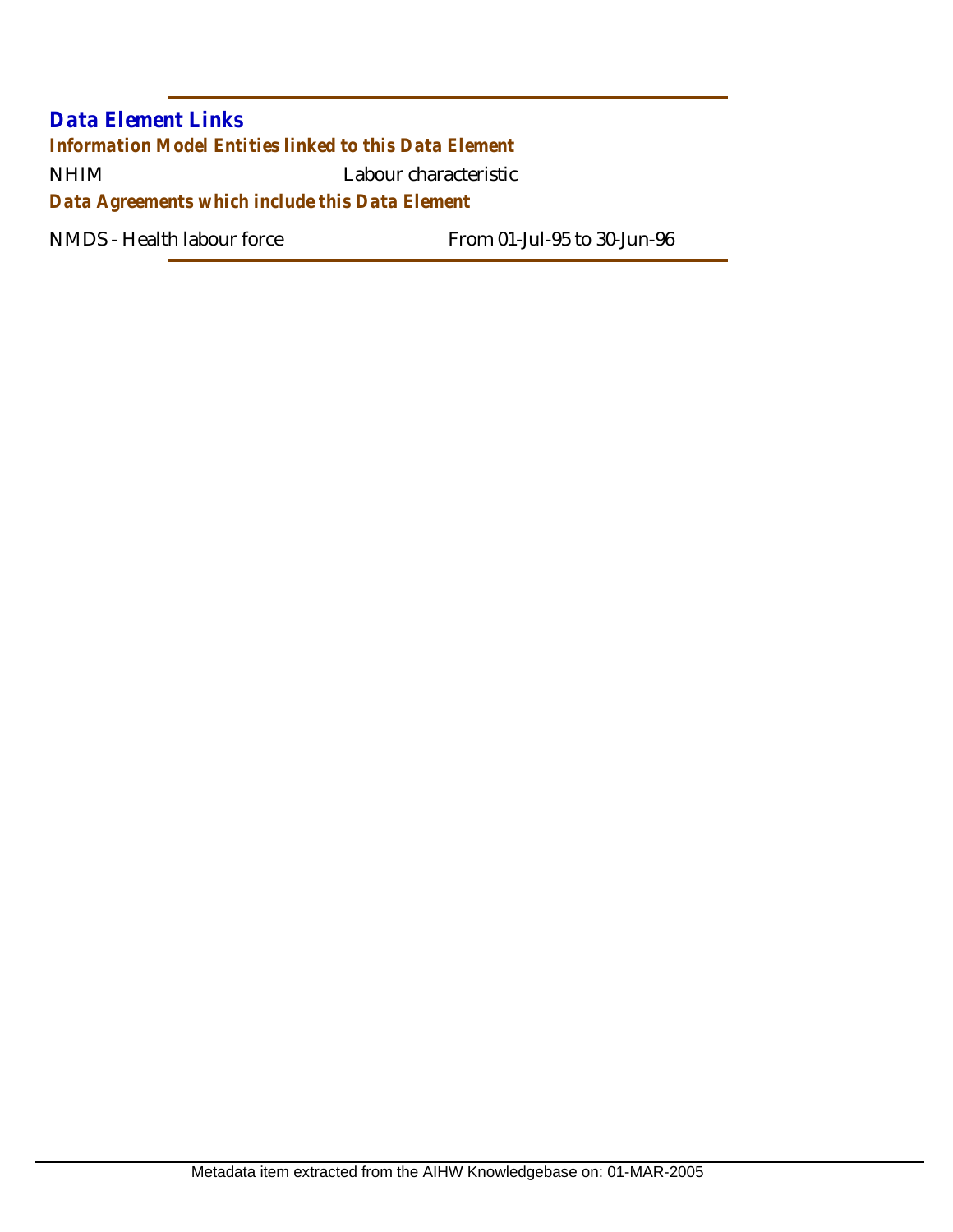## Data Element Links

### Information Model Entities linked to this Data Element

| | |
|---|---|
| NHIM | Labour characteristic |

### Data Agreements which include this Data Element

| | |
|---|---|
| NMDS - Health labour force | From 01-Jul-95 to 30-Jun-96 |

Metadata item extracted from the AIHW Knowledgebase on: 01-MAR-2005